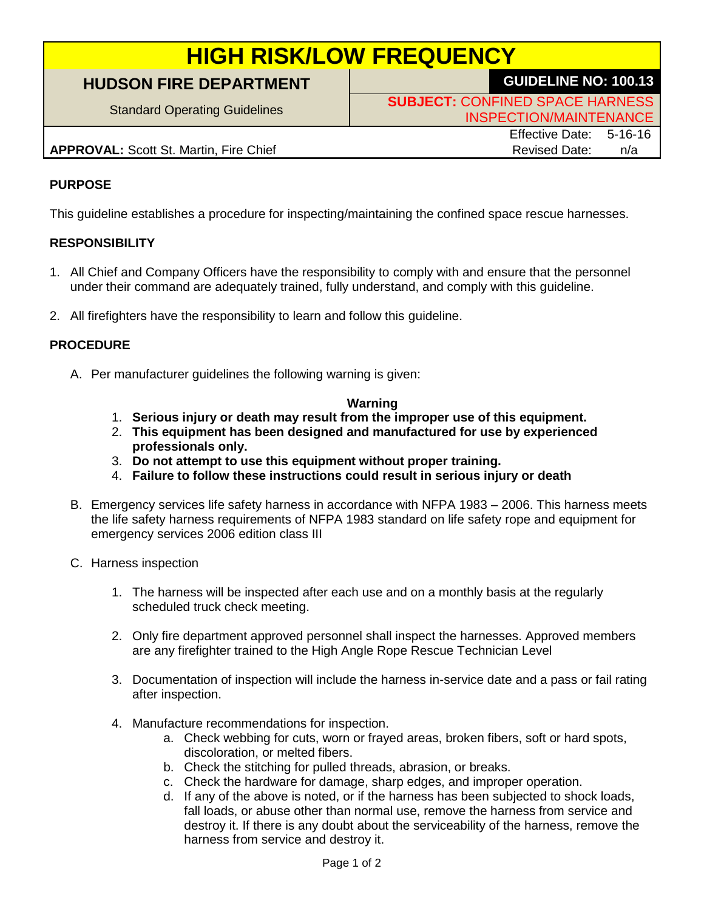# HIGH RISK/LOW FREQUENCY

| HUDSON FIRE DEPARTMENT | GUIDELINE NO: 100.13 |
|---|---|
| Standard Operating Guidelines | **SUBJECT:** CONFINED SPACE HARNESS INSPECTION/MAINTENANCE |
| **APPROVAL:** Scott St. Martin, Fire Chief | Effective Date: 5-16-16<br>Revised Date: n/a |

**PURPOSE**

This guideline establishes a procedure for inspecting/maintaining the confined space rescue harnesses.

**RESPONSIBILITY**

1. All Chief and Company Officers have the responsibility to comply with and ensure that the personnel under their command are adequately trained, fully understand, and comply with this guideline.

2. All firefighters have the responsibility to learn and follow this guideline.

**PROCEDURE**

A. Per manufacturer guidelines the following warning is given:

**Warning**

1. **Serious injury or death may result from the improper use of this equipment.**
2. **This equipment has been designed and manufactured for use by experienced professionals only.**
3. **Do not attempt to use this equipment without proper training.**
4. **Failure to follow these instructions could result in serious injury or death**

B. Emergency services life safety harness in accordance with NFPA 1983 – 2006. This harness meets the life safety harness requirements of NFPA 1983 standard on life safety rope and equipment for emergency services 2006 edition class III

C. Harness inspection

1. The harness will be inspected after each use and on a monthly basis at the regularly scheduled truck check meeting.

2. Only fire department approved personnel shall inspect the harnesses. Approved members are any firefighter trained to the High Angle Rope Rescue Technician Level

3. Documentation of inspection will include the harness in-service date and a pass or fail rating after inspection.

4. Manufacture recommendations for inspection.
   a. Check webbing for cuts, worn or frayed areas, broken fibers, soft or hard spots, discoloration, or melted fibers.
   b. Check the stitching for pulled threads, abrasion, or breaks.
   c. Check the hardware for damage, sharp edges, and improper operation.
   d. If any of the above is noted, or if the harness has been subjected to shock loads, fall loads, or abuse other than normal use, remove the harness from service and destroy it. If there is any doubt about the serviceability of the harness, remove the harness from service and destroy it.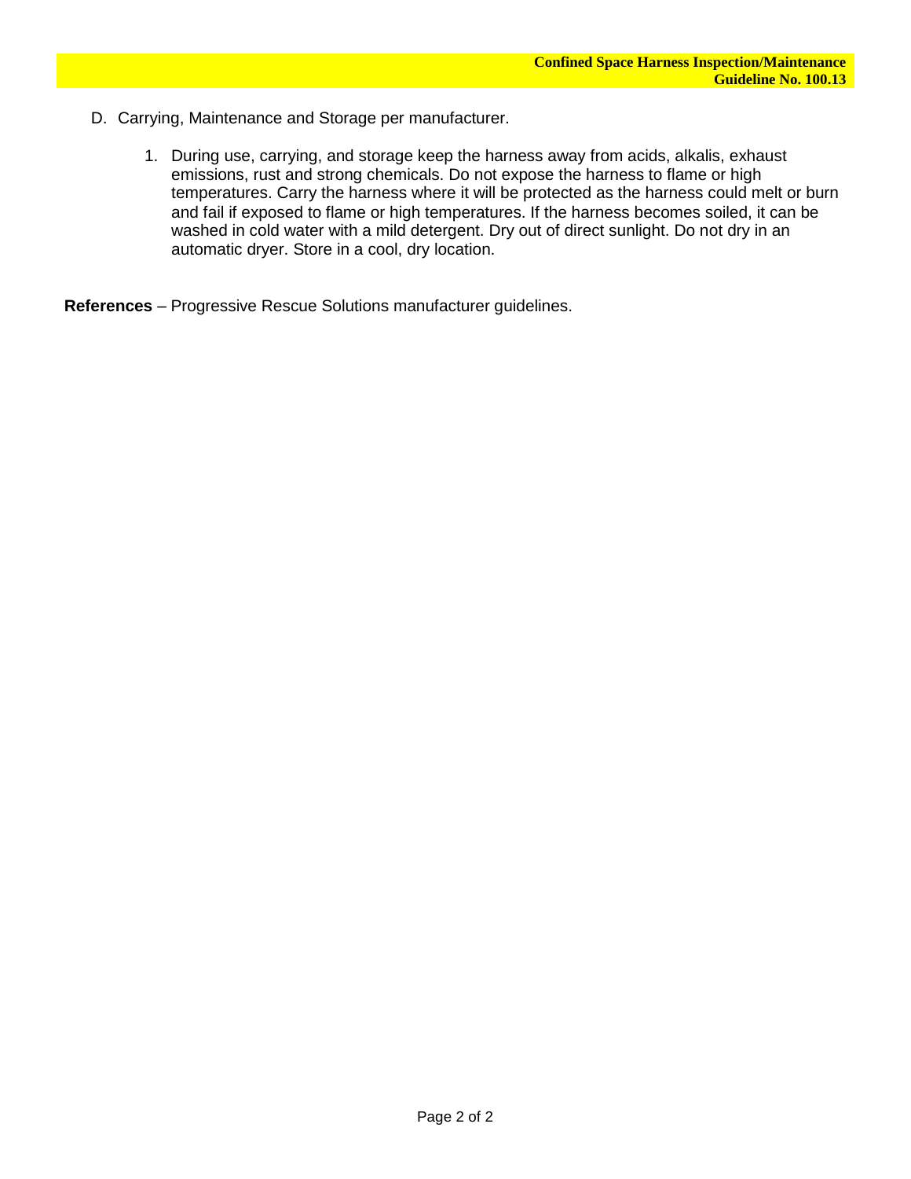D. Carrying, Maintenance and Storage per manufacturer.

   1. During use, carrying, and storage keep the harness away from acids, alkalis, exhaust emissions, rust and strong chemicals. Do not expose the harness to flame or high temperatures. Carry the harness where it will be protected as the harness could melt or burn and fail if exposed to flame or high temperatures. If the harness becomes soiled, it can be washed in cold water with a mild detergent. Dry out of direct sunlight. Do not dry in an automatic dryer. Store in a cool, dry location.

**References** – Progressive Rescue Solutions manufacturer guidelines.